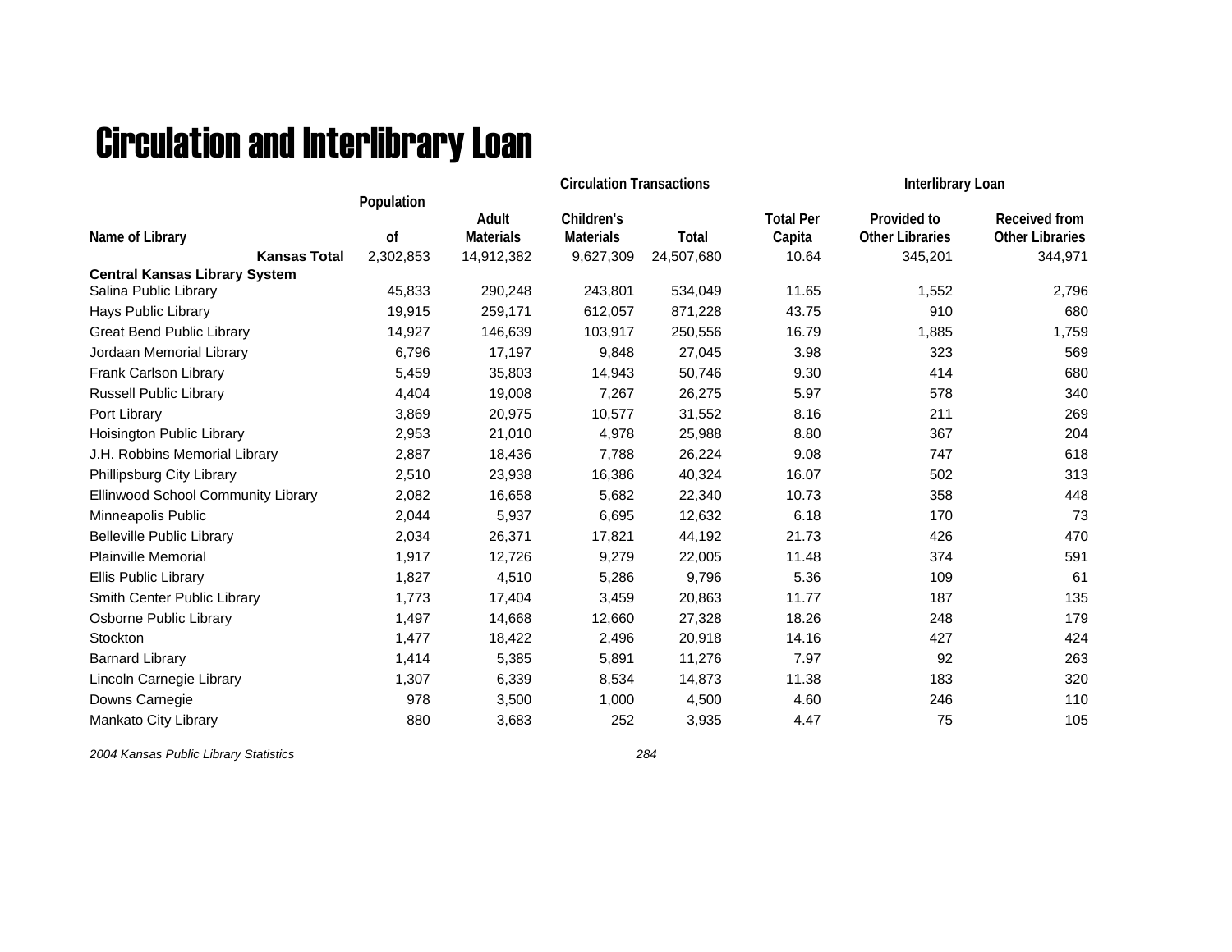# Circulation and Interlibrary Loan

| Name of Library | Population of | Circulation Transactions | | | | Interlibrary Loan | |
|---|---|---|---|---|---|---|---|
| | | Adult Materials | Children's Materials | Total | Total Per Capita | Provided to Other Libraries | Received from Other Libraries |
| **Kansas Total** | 2,302,853 | 14,912,382 | 9,627,309 | 24,507,680 | 10.64 | 345,201 | 344,971 |
| **Central Kansas Library System** | | | | | | | |
| Salina Public Library | 45,833 | 290,248 | 243,801 | 534,049 | 11.65 | 1,552 | 2,796 |
| Hays Public Library | 19,915 | 259,171 | 612,057 | 871,228 | 43.75 | 910 | 680 |
| Great Bend Public Library | 14,927 | 146,639 | 103,917 | 250,556 | 16.79 | 1,885 | 1,759 |
| Jordaan Memorial Library | 6,796 | 17,197 | 9,848 | 27,045 | 3.98 | 323 | 569 |
| Frank Carlson Library | 5,459 | 35,803 | 14,943 | 50,746 | 9.30 | 414 | 680 |
| Russell Public Library | 4,404 | 19,008 | 7,267 | 26,275 | 5.97 | 578 | 340 |
| Port Library | 3,869 | 20,975 | 10,577 | 31,552 | 8.16 | 211 | 269 |
| Hoisington Public Library | 2,953 | 21,010 | 4,978 | 25,988 | 8.80 | 367 | 204 |
| J.H. Robbins Memorial Library | 2,887 | 18,436 | 7,788 | 26,224 | 9.08 | 747 | 618 |
| Phillipsburg City Library | 2,510 | 23,938 | 16,386 | 40,324 | 16.07 | 502 | 313 |
| Ellinwood School Community Library | 2,082 | 16,658 | 5,682 | 22,340 | 10.73 | 358 | 448 |
| Minneapolis Public | 2,044 | 5,937 | 6,695 | 12,632 | 6.18 | 170 | 73 |
| Belleville Public Library | 2,034 | 26,371 | 17,821 | 44,192 | 21.73 | 426 | 470 |
| Plainville Memorial | 1,917 | 12,726 | 9,279 | 22,005 | 11.48 | 374 | 591 |
| Ellis Public Library | 1,827 | 4,510 | 5,286 | 9,796 | 5.36 | 109 | 61 |
| Smith Center Public Library | 1,773 | 17,404 | 3,459 | 20,863 | 11.77 | 187 | 135 |
| Osborne Public Library | 1,497 | 14,668 | 12,660 | 27,328 | 18.26 | 248 | 179 |
| Stockton | 1,477 | 18,422 | 2,496 | 20,918 | 14.16 | 427 | 424 |
| Barnard Library | 1,414 | 5,385 | 5,891 | 11,276 | 7.97 | 92 | 263 |
| Lincoln Carnegie Library | 1,307 | 6,339 | 8,534 | 14,873 | 11.38 | 183 | 320 |
| Downs Carnegie | 978 | 3,500 | 1,000 | 4,500 | 4.60 | 246 | 110 |
| Mankato City Library | 880 | 3,683 | 252 | 3,935 | 4.47 | 75 | 105 |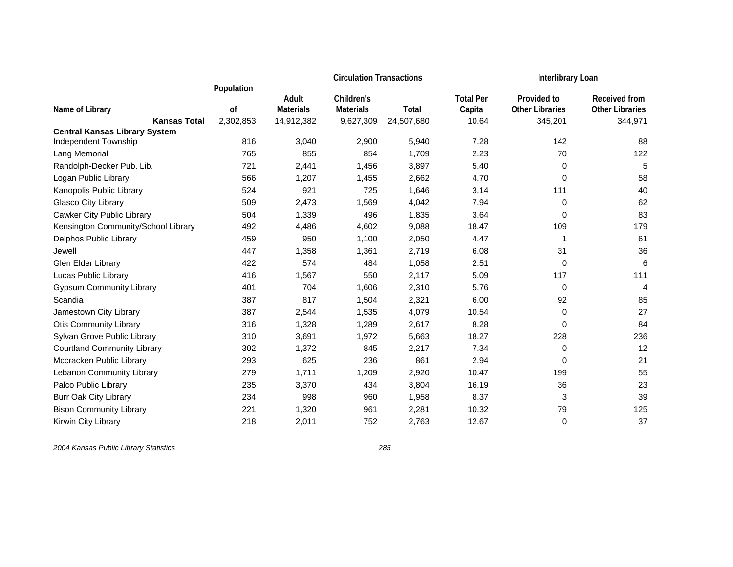| Name of Library | Population of | Circulation Transactions | | | | Interlibrary Loan | |
|---|---|---|---|---|---|---|---|
| | | Adult Materials | Children's Materials | Total | Total Per Capita | Provided to Other Libraries | Received from Other Libraries |
| **Kansas Total** | 2,302,853 | 14,912,382 | 9,627,309 | 24,507,680 | 10.64 | 345,201 | 344,971 |
| **Central Kansas Library System** | | | | | | | |
| Independent Township | 816 | 3,040 | 2,900 | 5,940 | 7.28 | 142 | 88 |
| Lang Memorial | 765 | 855 | 854 | 1,709 | 2.23 | 70 | 122 |
| Randolph-Decker Pub. Lib. | 721 | 2,441 | 1,456 | 3,897 | 5.40 | 0 | 5 |
| Logan Public Library | 566 | 1,207 | 1,455 | 2,662 | 4.70 | 0 | 58 |
| Kanopolis Public Library | 524 | 921 | 725 | 1,646 | 3.14 | 111 | 40 |
| Glasco City Library | 509 | 2,473 | 1,569 | 4,042 | 7.94 | 0 | 62 |
| Cawker City Public Library | 504 | 1,339 | 496 | 1,835 | 3.64 | 0 | 83 |
| Kensington Community/School Library | 492 | 4,486 | 4,602 | 9,088 | 18.47 | 109 | 179 |
| Delphos Public Library | 459 | 950 | 1,100 | 2,050 | 4.47 | 1 | 61 |
| Jewell | 447 | 1,358 | 1,361 | 2,719 | 6.08 | 31 | 36 |
| Glen Elder Library | 422 | 574 | 484 | 1,058 | 2.51 | 0 | 6 |
| Lucas Public Library | 416 | 1,567 | 550 | 2,117 | 5.09 | 117 | 111 |
| Gypsum Community Library | 401 | 704 | 1,606 | 2,310 | 5.76 | 0 | 4 |
| Scandia | 387 | 817 | 1,504 | 2,321 | 6.00 | 92 | 85 |
| Jamestown City Library | 387 | 2,544 | 1,535 | 4,079 | 10.54 | 0 | 27 |
| Otis Community Library | 316 | 1,328 | 1,289 | 2,617 | 8.28 | 0 | 84 |
| Sylvan Grove Public Library | 310 | 3,691 | 1,972 | 5,663 | 18.27 | 228 | 236 |
| Courtland Community Library | 302 | 1,372 | 845 | 2,217 | 7.34 | 0 | 12 |
| Mccracken Public Library | 293 | 625 | 236 | 861 | 2.94 | 0 | 21 |
| Lebanon Community Library | 279 | 1,711 | 1,209 | 2,920 | 10.47 | 199 | 55 |
| Palco Public Library | 235 | 3,370 | 434 | 3,804 | 16.19 | 36 | 23 |
| Burr Oak City Library | 234 | 998 | 960 | 1,958 | 8.37 | 3 | 39 |
| Bison Community Library | 221 | 1,320 | 961 | 2,281 | 10.32 | 79 | 125 |
| Kirwin City Library | 218 | 2,011 | 752 | 2,763 | 12.67 | 0 | 37 |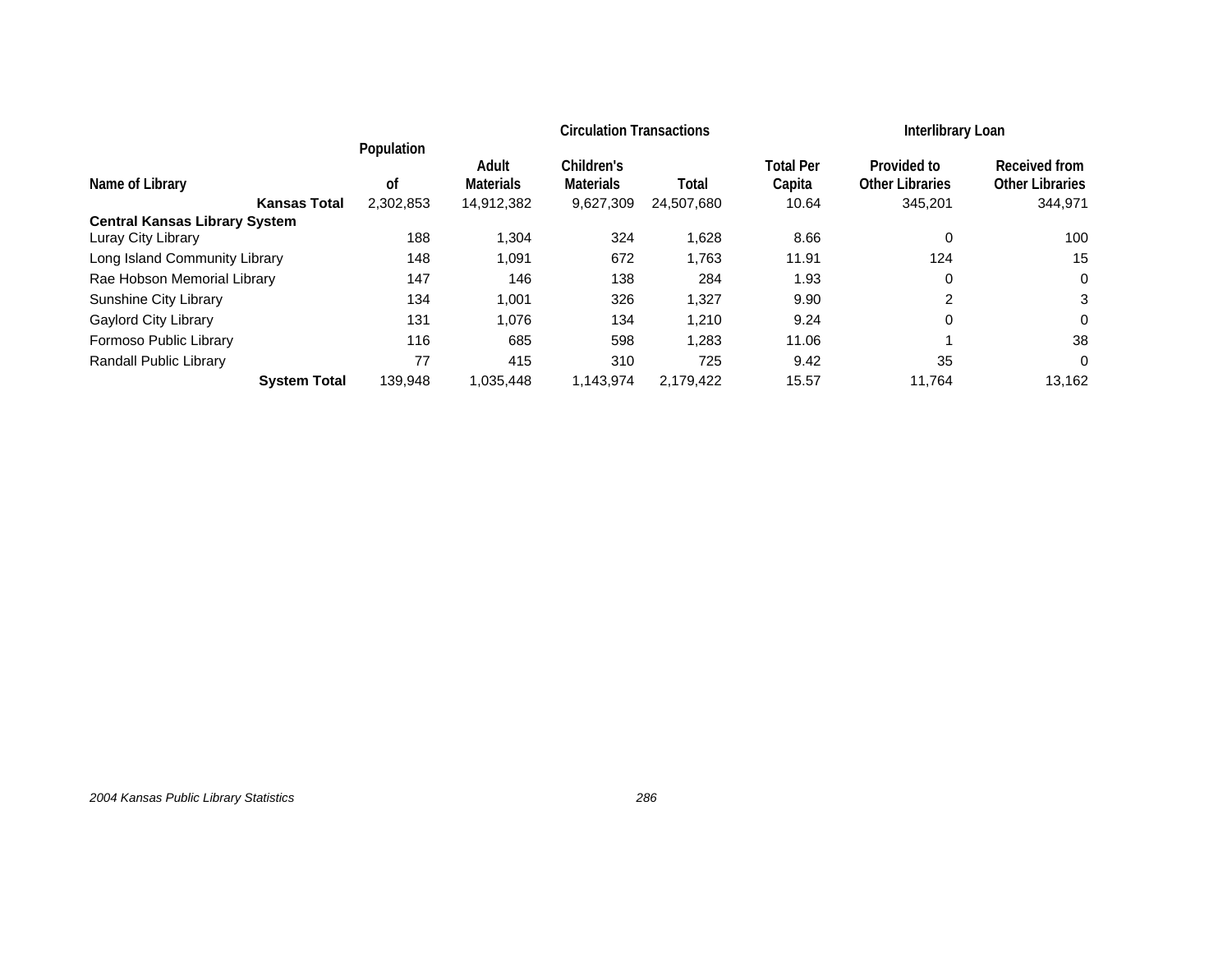| Name of Library | Population of | Circulation Transactions | | | | Interlibrary Loan | |
|---|---|---|---|---|---|---|---|
| | | Adult Materials | Children's Materials | Total | Total Per Capita | Provided to Other Libraries | Received from Other Libraries |
| **Kansas Total** | 2,302,853 | 14,912,382 | 9,627,309 | 24,507,680 | 10.64 | 345,201 | 344,971 |
| **Central Kansas Library System** | | | | | | | |
| Luray City Library | 188 | 1,304 | 324 | 1,628 | 8.66 | 0 | 100 |
| Long Island Community Library | 148 | 1,091 | 672 | 1,763 | 11.91 | 124 | 15 |
| Rae Hobson Memorial Library | 147 | 146 | 138 | 284 | 1.93 | 0 | 0 |
| Sunshine City Library | 134 | 1,001 | 326 | 1,327 | 9.90 | 2 | 3 |
| Gaylord City Library | 131 | 1,076 | 134 | 1,210 | 9.24 | 0 | 0 |
| Formoso Public Library | 116 | 685 | 598 | 1,283 | 11.06 | 1 | 38 |
| Randall Public Library | 77 | 415 | 310 | 725 | 9.42 | 35 | 0 |
| **System Total** | 139,948 | 1,035,448 | 1,143,974 | 2,179,422 | 15.57 | 11,764 | 13,162 |

*2004 Kansas Public Library Statistics*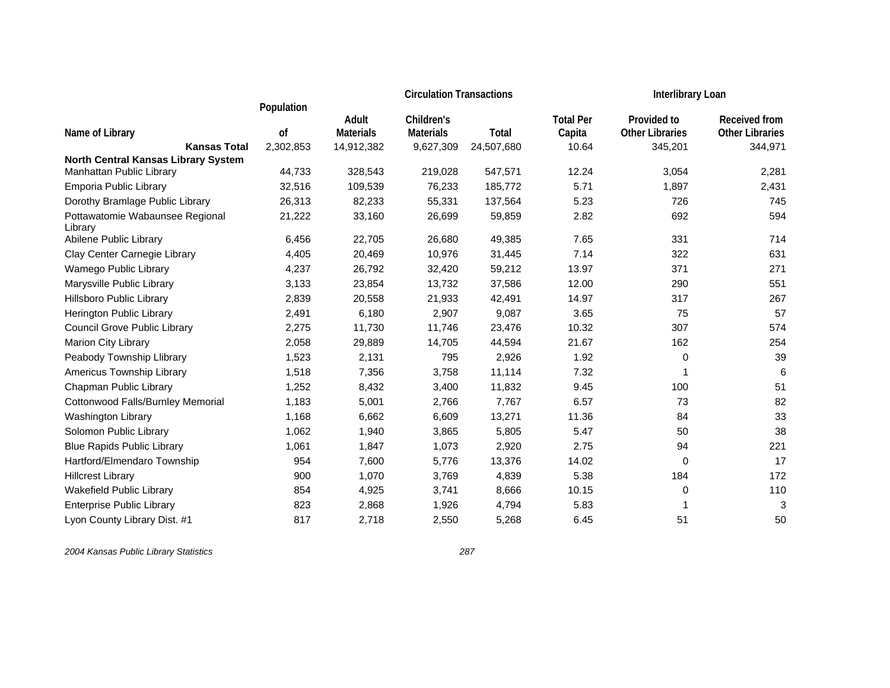| Name of Library | Population of | Circulation Transactions | | | | Interlibrary Loan | |
|---|---|---|---|---|---|---|---|
| | | Adult Materials | Children's Materials | Total | Total Per Capita | Provided to Other Libraries | Received from Other Libraries |
| **Kansas Total** | 2,302,853 | 14,912,382 | 9,627,309 | 24,507,680 | 10.64 | 345,201 | 344,971 |
| **North Central Kansas Library System** | | | | | | | |
| Manhattan Public Library | 44,733 | 328,543 | 219,028 | 547,571 | 12.24 | 3,054 | 2,281 |
| Emporia Public Library | 32,516 | 109,539 | 76,233 | 185,772 | 5.71 | 1,897 | 2,431 |
| Dorothy Bramlage Public Library | 26,313 | 82,233 | 55,331 | 137,564 | 5.23 | 726 | 745 |
| Pottawatomie Wabaunsee Regional Library | 21,222 | 33,160 | 26,699 | 59,859 | 2.82 | 692 | 594 |
| Abilene Public Library | 6,456 | 22,705 | 26,680 | 49,385 | 7.65 | 331 | 714 |
| Clay Center Carnegie Library | 4,405 | 20,469 | 10,976 | 31,445 | 7.14 | 322 | 631 |
| Wamego Public Library | 4,237 | 26,792 | 32,420 | 59,212 | 13.97 | 371 | 271 |
| Marysville Public Library | 3,133 | 23,854 | 13,732 | 37,586 | 12.00 | 290 | 551 |
| Hillsboro Public Library | 2,839 | 20,558 | 21,933 | 42,491 | 14.97 | 317 | 267 |
| Herington Public Library | 2,491 | 6,180 | 2,907 | 9,087 | 3.65 | 75 | 57 |
| Council Grove Public Library | 2,275 | 11,730 | 11,746 | 23,476 | 10.32 | 307 | 574 |
| Marion City Library | 2,058 | 29,889 | 14,705 | 44,594 | 21.67 | 162 | 254 |
| Peabody Township Llibrary | 1,523 | 2,131 | 795 | 2,926 | 1.92 | 0 | 39 |
| Americus Township Library | 1,518 | 7,356 | 3,758 | 11,114 | 7.32 | 1 | 6 |
| Chapman Public Library | 1,252 | 8,432 | 3,400 | 11,832 | 9.45 | 100 | 51 |
| Cottonwood Falls/Burnley Memorial | 1,183 | 5,001 | 2,766 | 7,767 | 6.57 | 73 | 82 |
| Washington Library | 1,168 | 6,662 | 6,609 | 13,271 | 11.36 | 84 | 33 |
| Solomon Public Library | 1,062 | 1,940 | 3,865 | 5,805 | 5.47 | 50 | 38 |
| Blue Rapids Public Library | 1,061 | 1,847 | 1,073 | 2,920 | 2.75 | 94 | 221 |
| Hartford/Elmendaro Township | 954 | 7,600 | 5,776 | 13,376 | 14.02 | 0 | 17 |
| Hillcrest Library | 900 | 1,070 | 3,769 | 4,839 | 5.38 | 184 | 172 |
| Wakefield Public Library | 854 | 4,925 | 3,741 | 8,666 | 10.15 | 0 | 110 |
| Enterprise Public Library | 823 | 2,868 | 1,926 | 4,794 | 5.83 | 1 | 3 |
| Lyon County Library Dist. #1 | 817 | 2,718 | 2,550 | 5,268 | 6.45 | 51 | 50 |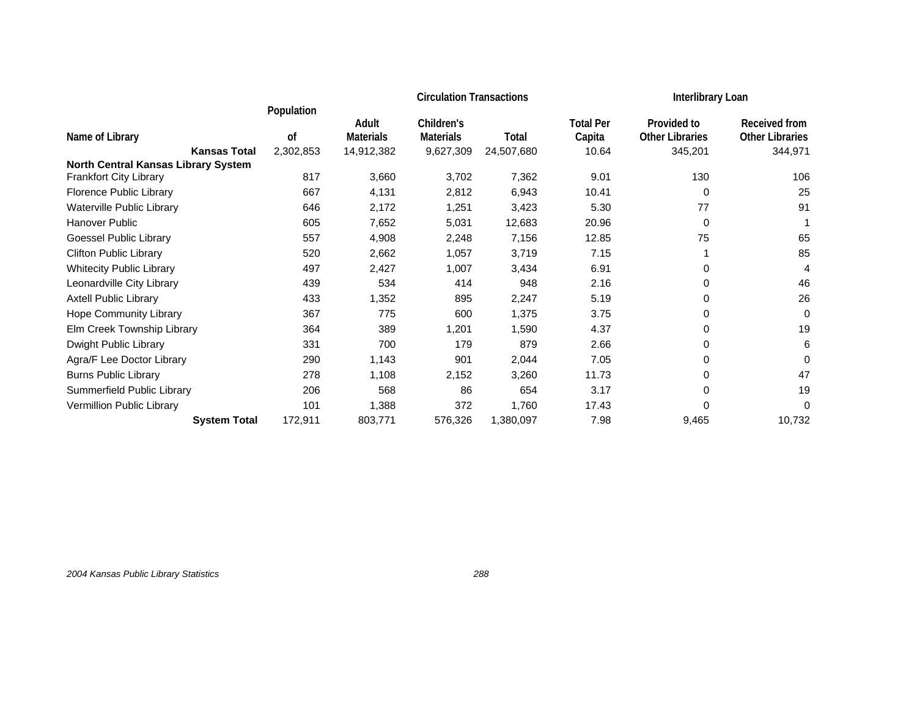| Name of Library | Population of | Circulation Transactions | | | | Interlibrary Loan | |
|---|---|---|---|---|---|---|---|
| | | Adult Materials | Children's Materials | Total | Total Per Capita | Provided to Other Libraries | Received from Other Libraries |
| **Kansas Total** | 2,302,853 | 14,912,382 | 9,627,309 | 24,507,680 | 10.64 | 345,201 | 344,971 |
| **North Central Kansas Library System** | | | | | | | |
| Frankfort City Library | 817 | 3,660 | 3,702 | 7,362 | 9.01 | 130 | 106 |
| Florence Public Library | 667 | 4,131 | 2,812 | 6,943 | 10.41 | 0 | 25 |
| Waterville Public Library | 646 | 2,172 | 1,251 | 3,423 | 5.30 | 77 | 91 |
| Hanover Public | 605 | 7,652 | 5,031 | 12,683 | 20.96 | 0 | 1 |
| Goessel Public Library | 557 | 4,908 | 2,248 | 7,156 | 12.85 | 75 | 65 |
| Clifton Public Library | 520 | 2,662 | 1,057 | 3,719 | 7.15 | 1 | 85 |
| Whitecity Public Library | 497 | 2,427 | 1,007 | 3,434 | 6.91 | 0 | 4 |
| Leonardville City Library | 439 | 534 | 414 | 948 | 2.16 | 0 | 46 |
| Axtell Public Library | 433 | 1,352 | 895 | 2,247 | 5.19 | 0 | 26 |
| Hope Community Library | 367 | 775 | 600 | 1,375 | 3.75 | 0 | 0 |
| Elm Creek Township Library | 364 | 389 | 1,201 | 1,590 | 4.37 | 0 | 19 |
| Dwight Public Library | 331 | 700 | 179 | 879 | 2.66 | 0 | 6 |
| Agra/F Lee Doctor Library | 290 | 1,143 | 901 | 2,044 | 7.05 | 0 | 0 |
| Burns Public Library | 278 | 1,108 | 2,152 | 3,260 | 11.73 | 0 | 47 |
| Summerfield Public Library | 206 | 568 | 86 | 654 | 3.17 | 0 | 19 |
| Vermillion Public Library | 101 | 1,388 | 372 | 1,760 | 17.43 | 0 | 0 |
| **System Total** | 172,911 | 803,771 | 576,326 | 1,380,097 | 7.98 | 9,465 | 10,732 |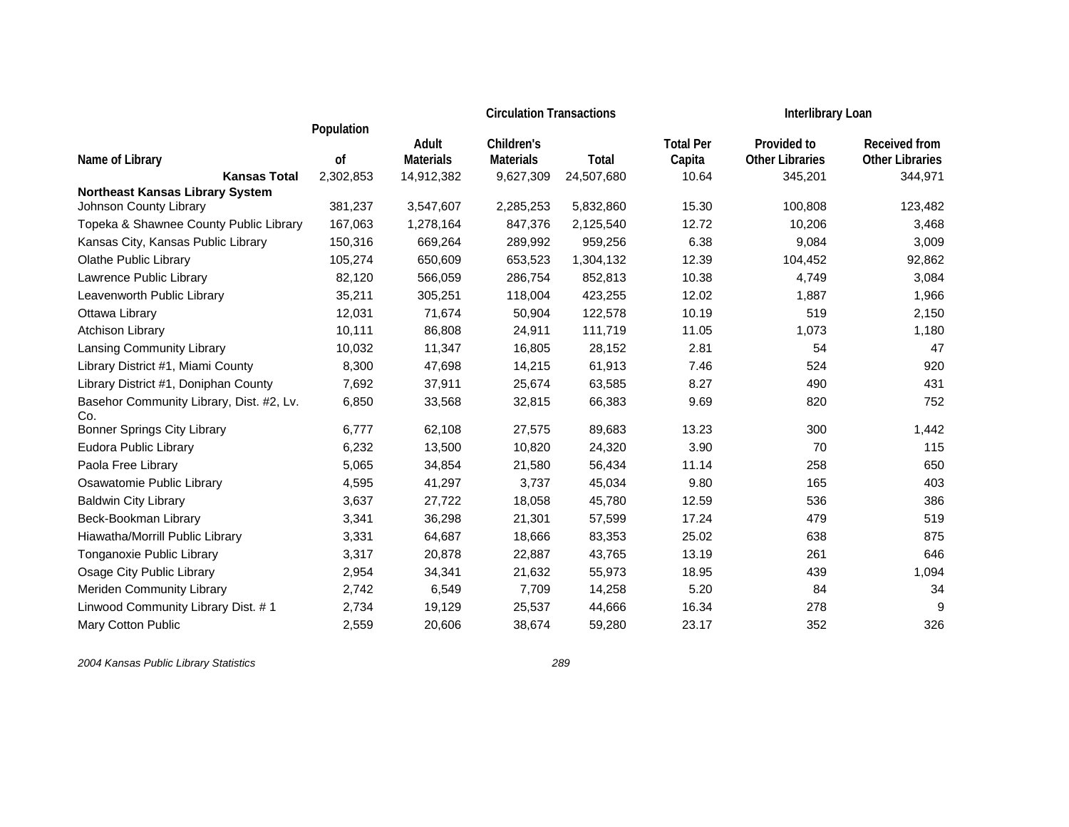| Name of Library | Population of | Circulation Transactions | | | | Interlibrary Loan | |
|---|---|---|---|---|---|---|---|
| | | Adult Materials | Children's Materials | Total | Total Per Capita | Provided to Other Libraries | Received from Other Libraries |
| **Kansas Total** | 2,302,853 | 14,912,382 | 9,627,309 | 24,507,680 | 10.64 | 345,201 | 344,971 |
| **Northeast Kansas Library System** | | | | | | | |
| Johnson County Library | 381,237 | 3,547,607 | 2,285,253 | 5,832,860 | 15.30 | 100,808 | 123,482 |
| Topeka & Shawnee County Public Library | 167,063 | 1,278,164 | 847,376 | 2,125,540 | 12.72 | 10,206 | 3,468 |
| Kansas City, Kansas Public Library | 150,316 | 669,264 | 289,992 | 959,256 | 6.38 | 9,084 | 3,009 |
| Olathe Public Library | 105,274 | 650,609 | 653,523 | 1,304,132 | 12.39 | 104,452 | 92,862 |
| Lawrence Public Library | 82,120 | 566,059 | 286,754 | 852,813 | 10.38 | 4,749 | 3,084 |
| Leavenworth Public Library | 35,211 | 305,251 | 118,004 | 423,255 | 12.02 | 1,887 | 1,966 |
| Ottawa Library | 12,031 | 71,674 | 50,904 | 122,578 | 10.19 | 519 | 2,150 |
| Atchison Library | 10,111 | 86,808 | 24,911 | 111,719 | 11.05 | 1,073 | 1,180 |
| Lansing Community Library | 10,032 | 11,347 | 16,805 | 28,152 | 2.81 | 54 | 47 |
| Library District #1, Miami County | 8,300 | 47,698 | 14,215 | 61,913 | 7.46 | 524 | 920 |
| Library District #1, Doniphan County | 7,692 | 37,911 | 25,674 | 63,585 | 8.27 | 490 | 431 |
| Basehor Community Library, Dist. #2, Lv. Co. | 6,850 | 33,568 | 32,815 | 66,383 | 9.69 | 820 | 752 |
| Bonner Springs City Library | 6,777 | 62,108 | 27,575 | 89,683 | 13.23 | 300 | 1,442 |
| Eudora Public Library | 6,232 | 13,500 | 10,820 | 24,320 | 3.90 | 70 | 115 |
| Paola Free Library | 5,065 | 34,854 | 21,580 | 56,434 | 11.14 | 258 | 650 |
| Osawatomie Public Library | 4,595 | 41,297 | 3,737 | 45,034 | 9.80 | 165 | 403 |
| Baldwin City Library | 3,637 | 27,722 | 18,058 | 45,780 | 12.59 | 536 | 386 |
| Beck-Bookman Library | 3,341 | 36,298 | 21,301 | 57,599 | 17.24 | 479 | 519 |
| Hiawatha/Morrill Public Library | 3,331 | 64,687 | 18,666 | 83,353 | 25.02 | 638 | 875 |
| Tonganoxie Public Library | 3,317 | 20,878 | 22,887 | 43,765 | 13.19 | 261 | 646 |
| Osage City Public Library | 2,954 | 34,341 | 21,632 | 55,973 | 18.95 | 439 | 1,094 |
| Meriden Community Library | 2,742 | 6,549 | 7,709 | 14,258 | 5.20 | 84 | 34 |
| Linwood Community Library Dist. # 1 | 2,734 | 19,129 | 25,537 | 44,666 | 16.34 | 278 | 9 |
| Mary Cotton Public | 2,559 | 20,606 | 38,674 | 59,280 | 23.17 | 352 | 326 |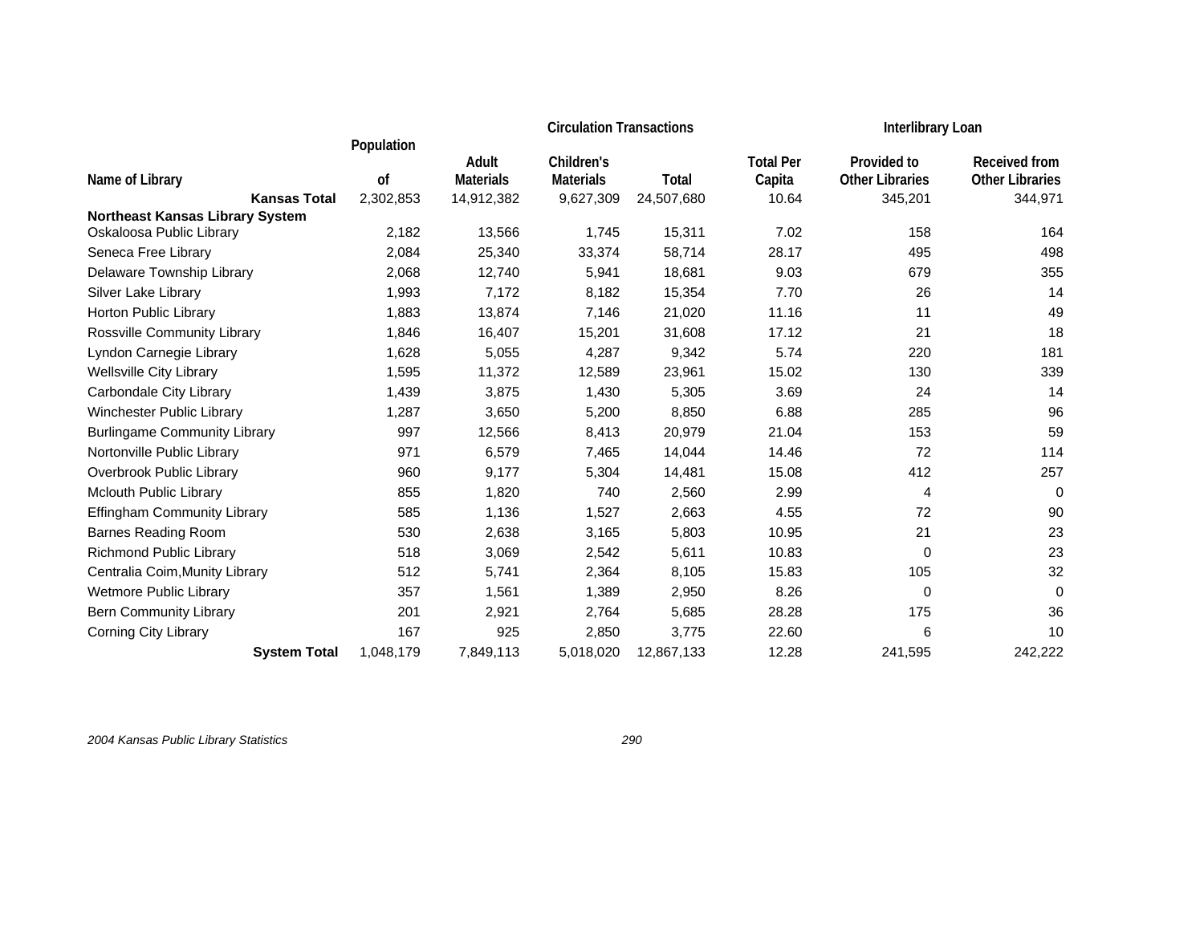| Name of Library | Population of | Circulation Transactions | | | | Interlibrary Loan | |
|---|---|---|---|---|---|---|---|
| | | Adult Materials | Children's Materials | Total | Total Per Capita | Provided to Other Libraries | Received from Other Libraries |
| **Kansas Total** | 2,302,853 | 14,912,382 | 9,627,309 | 24,507,680 | 10.64 | 345,201 | 344,971 |
| **Northeast Kansas Library System** | | | | | | | |
| Oskaloosa Public Library | 2,182 | 13,566 | 1,745 | 15,311 | 7.02 | 158 | 164 |
| Seneca Free Library | 2,084 | 25,340 | 33,374 | 58,714 | 28.17 | 495 | 498 |
| Delaware Township Library | 2,068 | 12,740 | 5,941 | 18,681 | 9.03 | 679 | 355 |
| Silver Lake Library | 1,993 | 7,172 | 8,182 | 15,354 | 7.70 | 26 | 14 |
| Horton Public Library | 1,883 | 13,874 | 7,146 | 21,020 | 11.16 | 11 | 49 |
| Rossville Community Library | 1,846 | 16,407 | 15,201 | 31,608 | 17.12 | 21 | 18 |
| Lyndon Carnegie Library | 1,628 | 5,055 | 4,287 | 9,342 | 5.74 | 220 | 181 |
| Wellsville City Library | 1,595 | 11,372 | 12,589 | 23,961 | 15.02 | 130 | 339 |
| Carbondale City Library | 1,439 | 3,875 | 1,430 | 5,305 | 3.69 | 24 | 14 |
| Winchester Public Library | 1,287 | 3,650 | 5,200 | 8,850 | 6.88 | 285 | 96 |
| Burlingame Community Library | 997 | 12,566 | 8,413 | 20,979 | 21.04 | 153 | 59 |
| Nortonville Public Library | 971 | 6,579 | 7,465 | 14,044 | 14.46 | 72 | 114 |
| Overbrook Public Library | 960 | 9,177 | 5,304 | 14,481 | 15.08 | 412 | 257 |
| Mclouth Public Library | 855 | 1,820 | 740 | 2,560 | 2.99 | 4 | 0 |
| Effingham Community Library | 585 | 1,136 | 1,527 | 2,663 | 4.55 | 72 | 90 |
| Barnes Reading Room | 530 | 2,638 | 3,165 | 5,803 | 10.95 | 21 | 23 |
| Richmond Public Library | 518 | 3,069 | 2,542 | 5,611 | 10.83 | 0 | 23 |
| Centralia Coim,Munity Library | 512 | 5,741 | 2,364 | 8,105 | 15.83 | 105 | 32 |
| Wetmore Public Library | 357 | 1,561 | 1,389 | 2,950 | 8.26 | 0 | 0 |
| Bern Community Library | 201 | 2,921 | 2,764 | 5,685 | 28.28 | 175 | 36 |
| Corning City Library | 167 | 925 | 2,850 | 3,775 | 22.60 | 6 | 10 |
| **System Total** | 1,048,179 | 7,849,113 | 5,018,020 | 12,867,133 | 12.28 | 241,595 | 242,222 |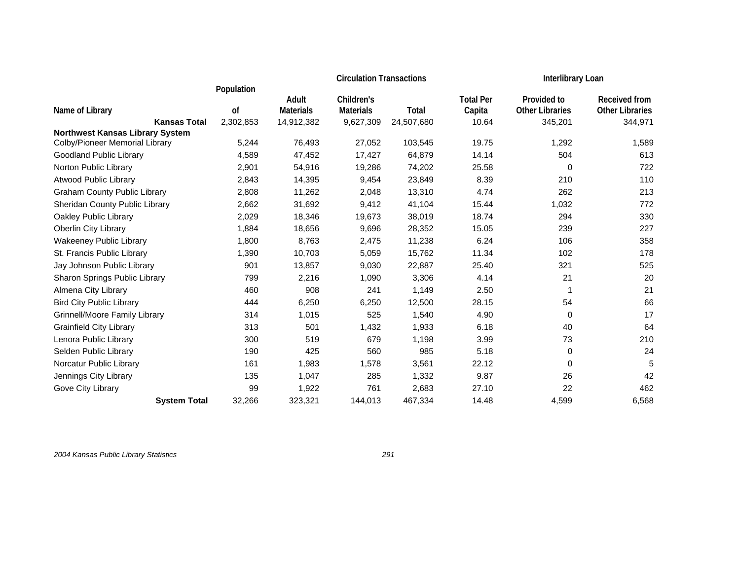| Name of Library | Population of | Circulation Transactions | | | | Interlibrary Loan | |
|---|---|---|---|---|---|---|---|
| | | Adult Materials | Children's Materials | Total | Total Per Capita | Provided to Other Libraries | Received from Other Libraries |
| **Kansas Total** | 2,302,853 | 14,912,382 | 9,627,309 | 24,507,680 | 10.64 | 345,201 | 344,971 |
| **Northwest Kansas Library System** | | | | | | | |
| Colby/Pioneer Memorial Library | 5,244 | 76,493 | 27,052 | 103,545 | 19.75 | 1,292 | 1,589 |
| Goodland Public Library | 4,589 | 47,452 | 17,427 | 64,879 | 14.14 | 504 | 613 |
| Norton Public Library | 2,901 | 54,916 | 19,286 | 74,202 | 25.58 | 0 | 722 |
| Atwood Public Library | 2,843 | 14,395 | 9,454 | 23,849 | 8.39 | 210 | 110 |
| Graham County Public Library | 2,808 | 11,262 | 2,048 | 13,310 | 4.74 | 262 | 213 |
| Sheridan County Public Library | 2,662 | 31,692 | 9,412 | 41,104 | 15.44 | 1,032 | 772 |
| Oakley Public Library | 2,029 | 18,346 | 19,673 | 38,019 | 18.74 | 294 | 330 |
| Oberlin City Library | 1,884 | 18,656 | 9,696 | 28,352 | 15.05 | 239 | 227 |
| Wakeeney Public Library | 1,800 | 8,763 | 2,475 | 11,238 | 6.24 | 106 | 358 |
| St. Francis Public Library | 1,390 | 10,703 | 5,059 | 15,762 | 11.34 | 102 | 178 |
| Jay Johnson Public Library | 901 | 13,857 | 9,030 | 22,887 | 25.40 | 321 | 525 |
| Sharon Springs Public Library | 799 | 2,216 | 1,090 | 3,306 | 4.14 | 21 | 20 |
| Almena City Library | 460 | 908 | 241 | 1,149 | 2.50 | 1 | 21 |
| Bird City Public Library | 444 | 6,250 | 6,250 | 12,500 | 28.15 | 54 | 66 |
| Grinnell/Moore Family Library | 314 | 1,015 | 525 | 1,540 | 4.90 | 0 | 17 |
| Grainfield City Library | 313 | 501 | 1,432 | 1,933 | 6.18 | 40 | 64 |
| Lenora Public Library | 300 | 519 | 679 | 1,198 | 3.99 | 73 | 210 |
| Selden Public Library | 190 | 425 | 560 | 985 | 5.18 | 0 | 24 |
| Norcatur Public Library | 161 | 1,983 | 1,578 | 3,561 | 22.12 | 0 | 5 |
| Jennings City Library | 135 | 1,047 | 285 | 1,332 | 9.87 | 26 | 42 |
| Gove City Library | 99 | 1,922 | 761 | 2,683 | 27.10 | 22 | 462 |
| **System Total** | 32,266 | 323,321 | 144,013 | 467,334 | 14.48 | 4,599 | 6,568 |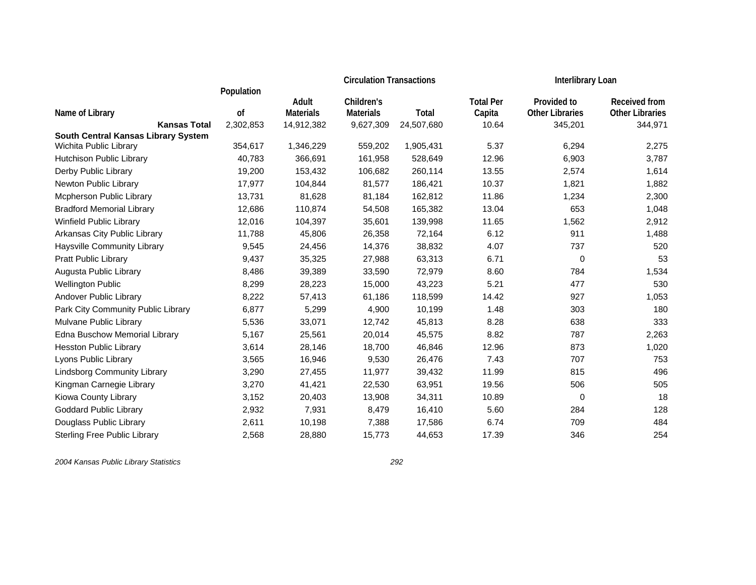| Name of Library | Population of | Circulation Transactions | | | | Interlibrary Loan | |
|---|---|---|---|---|---|---|---|
| | | Adult Materials | Children's Materials | Total | Total Per Capita | Provided to Other Libraries | Received from Other Libraries |
| **Kansas Total** | 2,302,853 | 14,912,382 | 9,627,309 | 24,507,680 | 10.64 | 345,201 | 344,971 |
| **South Central Kansas Library System** | | | | | | | |
| Wichita Public Library | 354,617 | 1,346,229 | 559,202 | 1,905,431 | 5.37 | 6,294 | 2,275 |
| Hutchison Public Library | 40,783 | 366,691 | 161,958 | 528,649 | 12.96 | 6,903 | 3,787 |
| Derby Public Library | 19,200 | 153,432 | 106,682 | 260,114 | 13.55 | 2,574 | 1,614 |
| Newton Public Library | 17,977 | 104,844 | 81,577 | 186,421 | 10.37 | 1,821 | 1,882 |
| Mcpherson Public Library | 13,731 | 81,628 | 81,184 | 162,812 | 11.86 | 1,234 | 2,300 |
| Bradford Memorial Library | 12,686 | 110,874 | 54,508 | 165,382 | 13.04 | 653 | 1,048 |
| Winfield Public Library | 12,016 | 104,397 | 35,601 | 139,998 | 11.65 | 1,562 | 2,912 |
| Arkansas City Public Library | 11,788 | 45,806 | 26,358 | 72,164 | 6.12 | 911 | 1,488 |
| Haysville Community Library | 9,545 | 24,456 | 14,376 | 38,832 | 4.07 | 737 | 520 |
| Pratt Public Library | 9,437 | 35,325 | 27,988 | 63,313 | 6.71 | 0 | 53 |
| Augusta Public Library | 8,486 | 39,389 | 33,590 | 72,979 | 8.60 | 784 | 1,534 |
| Wellington Public | 8,299 | 28,223 | 15,000 | 43,223 | 5.21 | 477 | 530 |
| Andover Public Library | 8,222 | 57,413 | 61,186 | 118,599 | 14.42 | 927 | 1,053 |
| Park City Community Public Library | 6,877 | 5,299 | 4,900 | 10,199 | 1.48 | 303 | 180 |
| Mulvane Public Library | 5,536 | 33,071 | 12,742 | 45,813 | 8.28 | 638 | 333 |
| Edna Buschow Memorial Library | 5,167 | 25,561 | 20,014 | 45,575 | 8.82 | 787 | 2,263 |
| Hesston Public Library | 3,614 | 28,146 | 18,700 | 46,846 | 12.96 | 873 | 1,020 |
| Lyons Public Library | 3,565 | 16,946 | 9,530 | 26,476 | 7.43 | 707 | 753 |
| Lindsborg Community Library | 3,290 | 27,455 | 11,977 | 39,432 | 11.99 | 815 | 496 |
| Kingman Carnegie Library | 3,270 | 41,421 | 22,530 | 63,951 | 19.56 | 506 | 505 |
| Kiowa County Library | 3,152 | 20,403 | 13,908 | 34,311 | 10.89 | 0 | 18 |
| Goddard Public Library | 2,932 | 7,931 | 8,479 | 16,410 | 5.60 | 284 | 128 |
| Douglass Public Library | 2,611 | 10,198 | 7,388 | 17,586 | 6.74 | 709 | 484 |
| Sterling Free Public Library | 2,568 | 28,880 | 15,773 | 44,653 | 17.39 | 346 | 254 |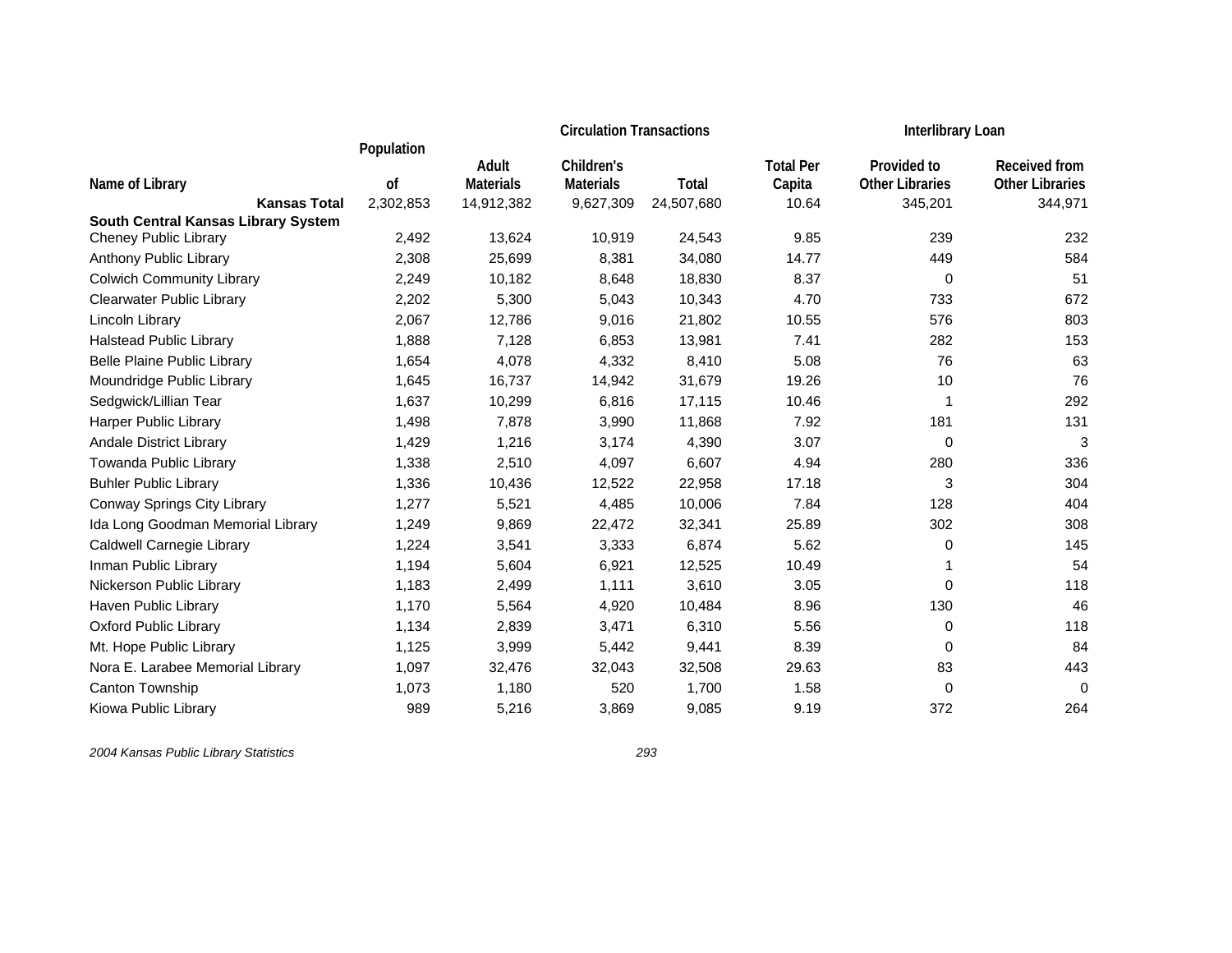| Name of Library | Population of | Circulation Transactions | | | | Interlibrary Loan | |
|---|---|---|---|---|---|---|---|
| | | Adult Materials | Children's Materials | Total | Total Per Capita | Provided to Other Libraries | Received from Other Libraries |
| **Kansas Total** | 2,302,853 | 14,912,382 | 9,627,309 | 24,507,680 | 10.64 | 345,201 | 344,971 |
| **South Central Kansas Library System** | | | | | | | |
| Cheney Public Library | 2,492 | 13,624 | 10,919 | 24,543 | 9.85 | 239 | 232 |
| Anthony Public Library | 2,308 | 25,699 | 8,381 | 34,080 | 14.77 | 449 | 584 |
| Colwich Community Library | 2,249 | 10,182 | 8,648 | 18,830 | 8.37 | 0 | 51 |
| Clearwater Public Library | 2,202 | 5,300 | 5,043 | 10,343 | 4.70 | 733 | 672 |
| Lincoln Library | 2,067 | 12,786 | 9,016 | 21,802 | 10.55 | 576 | 803 |
| Halstead Public Library | 1,888 | 7,128 | 6,853 | 13,981 | 7.41 | 282 | 153 |
| Belle Plaine Public Library | 1,654 | 4,078 | 4,332 | 8,410 | 5.08 | 76 | 63 |
| Moundridge Public Library | 1,645 | 16,737 | 14,942 | 31,679 | 19.26 | 10 | 76 |
| Sedgwick/Lillian Tear | 1,637 | 10,299 | 6,816 | 17,115 | 10.46 | 1 | 292 |
| Harper Public Library | 1,498 | 7,878 | 3,990 | 11,868 | 7.92 | 181 | 131 |
| Andale District Library | 1,429 | 1,216 | 3,174 | 4,390 | 3.07 | 0 | 3 |
| Towanda Public Library | 1,338 | 2,510 | 4,097 | 6,607 | 4.94 | 280 | 336 |
| Buhler Public Library | 1,336 | 10,436 | 12,522 | 22,958 | 17.18 | 3 | 304 |
| Conway Springs City Library | 1,277 | 5,521 | 4,485 | 10,006 | 7.84 | 128 | 404 |
| Ida Long Goodman Memorial Library | 1,249 | 9,869 | 22,472 | 32,341 | 25.89 | 302 | 308 |
| Caldwell Carnegie Library | 1,224 | 3,541 | 3,333 | 6,874 | 5.62 | 0 | 145 |
| Inman Public Library | 1,194 | 5,604 | 6,921 | 12,525 | 10.49 | 1 | 54 |
| Nickerson Public Library | 1,183 | 2,499 | 1,111 | 3,610 | 3.05 | 0 | 118 |
| Haven Public Library | 1,170 | 5,564 | 4,920 | 10,484 | 8.96 | 130 | 46 |
| Oxford Public Library | 1,134 | 2,839 | 3,471 | 6,310 | 5.56 | 0 | 118 |
| Mt. Hope Public Library | 1,125 | 3,999 | 5,442 | 9,441 | 8.39 | 0 | 84 |
| Nora E. Larabee Memorial Library | 1,097 | 32,476 | 32,043 | 32,508 | 29.63 | 83 | 443 |
| Canton Township | 1,073 | 1,180 | 520 | 1,700 | 1.58 | 0 | 0 |
| Kiowa Public Library | 989 | 5,216 | 3,869 | 9,085 | 9.19 | 372 | 264 |

*2004 Kansas Public Library Statistics*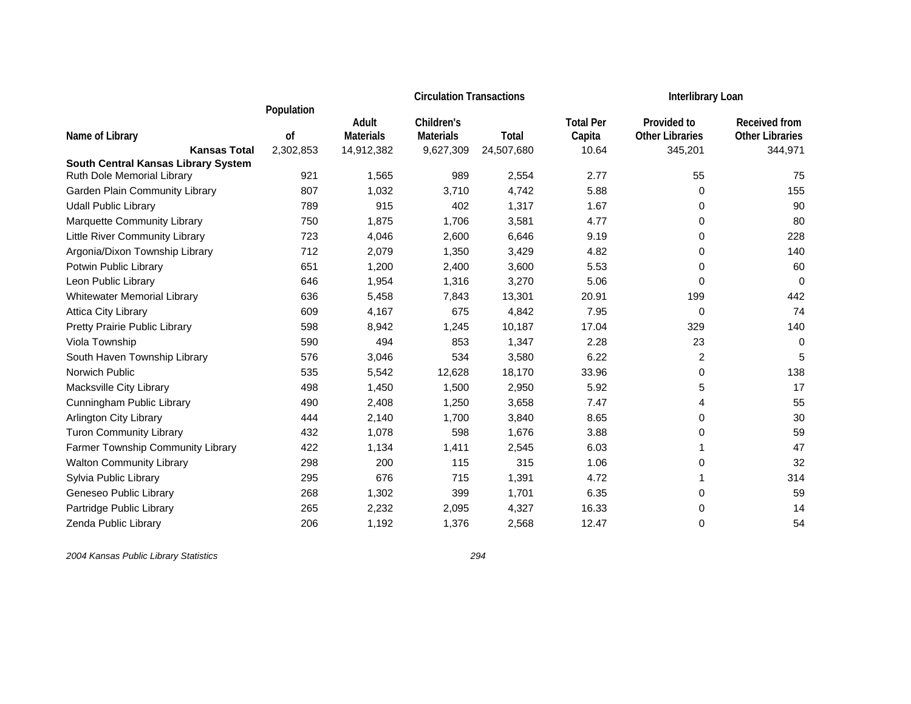| Name of Library | Population of | Circulation Transactions | | | | Interlibrary Loan | |
|---|---|---|---|---|---|---|---|
| | | Adult Materials | Children's Materials | Total | Total Per Capita | Provided to Other Libraries | Received from Other Libraries |
| **Kansas Total** | 2,302,853 | 14,912,382 | 9,627,309 | 24,507,680 | 10.64 | 345,201 | 344,971 |
| **South Central Kansas Library System** | | | | | | | |
| Ruth Dole Memorial Library | 921 | 1,565 | 989 | 2,554 | 2.77 | 55 | 75 |
| Garden Plain Community Library | 807 | 1,032 | 3,710 | 4,742 | 5.88 | 0 | 155 |
| Udall Public Library | 789 | 915 | 402 | 1,317 | 1.67 | 0 | 90 |
| Marquette Community Library | 750 | 1,875 | 1,706 | 3,581 | 4.77 | 0 | 80 |
| Little River Community Library | 723 | 4,046 | 2,600 | 6,646 | 9.19 | 0 | 228 |
| Argonia/Dixon Township Library | 712 | 2,079 | 1,350 | 3,429 | 4.82 | 0 | 140 |
| Potwin Public Library | 651 | 1,200 | 2,400 | 3,600 | 5.53 | 0 | 60 |
| Leon Public Library | 646 | 1,954 | 1,316 | 3,270 | 5.06 | 0 | 0 |
| Whitewater Memorial Library | 636 | 5,458 | 7,843 | 13,301 | 20.91 | 199 | 442 |
| Attica City Library | 609 | 4,167 | 675 | 4,842 | 7.95 | 0 | 74 |
| Pretty Prairie Public Library | 598 | 8,942 | 1,245 | 10,187 | 17.04 | 329 | 140 |
| Viola Township | 590 | 494 | 853 | 1,347 | 2.28 | 23 | 0 |
| South Haven Township Library | 576 | 3,046 | 534 | 3,580 | 6.22 | 2 | 5 |
| Norwich Public | 535 | 5,542 | 12,628 | 18,170 | 33.96 | 0 | 138 |
| Macksville City Library | 498 | 1,450 | 1,500 | 2,950 | 5.92 | 5 | 17 |
| Cunningham Public Library | 490 | 2,408 | 1,250 | 3,658 | 7.47 | 4 | 55 |
| Arlington City Library | 444 | 2,140 | 1,700 | 3,840 | 8.65 | 0 | 30 |
| Turon Community Library | 432 | 1,078 | 598 | 1,676 | 3.88 | 0 | 59 |
| Farmer Township Community Library | 422 | 1,134 | 1,411 | 2,545 | 6.03 | 1 | 47 |
| Walton Community Library | 298 | 200 | 115 | 315 | 1.06 | 0 | 32 |
| Sylvia Public Library | 295 | 676 | 715 | 1,391 | 4.72 | 1 | 314 |
| Geneseo Public Library | 268 | 1,302 | 399 | 1,701 | 6.35 | 0 | 59 |
| Partridge Public Library | 265 | 2,232 | 2,095 | 4,327 | 16.33 | 0 | 14 |
| Zenda Public Library | 206 | 1,192 | 1,376 | 2,568 | 12.47 | 0 | 54 |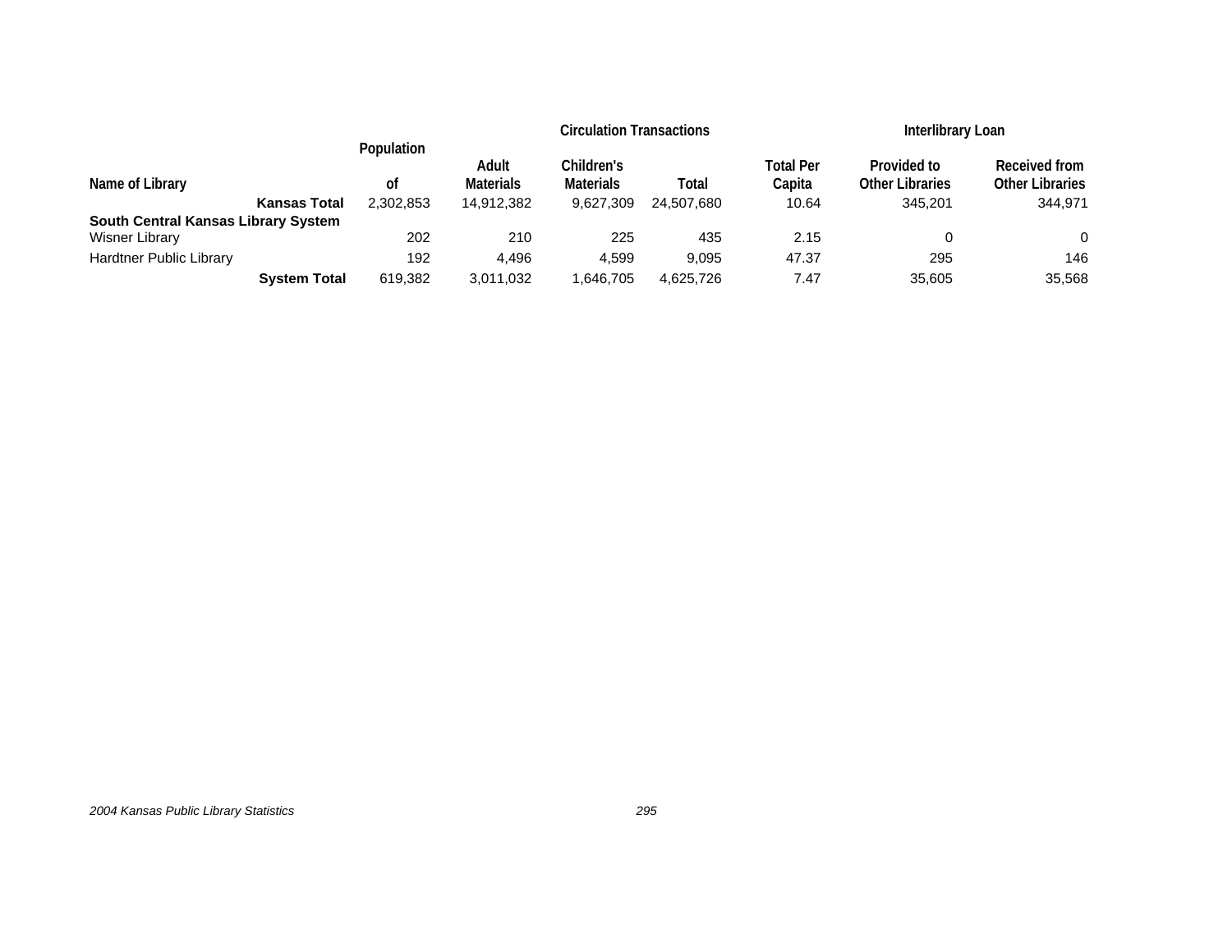| Name of Library | Population of | Circulation Transactions | | | | Interlibrary Loan | |
|---|---|---|---|---|---|---|---|
| | | Adult Materials | Children's Materials | Total | Total Per Capita | Provided to Other Libraries | Received from Other Libraries |
| **Kansas Total** | 2,302,853 | 14,912,382 | 9,627,309 | 24,507,680 | 10.64 | 345,201 | 344,971 |
| **South Central Kansas Library System** | | | | | | | |
| Wisner Library | 202 | 210 | 225 | 435 | 2.15 | 0 | 0 |
| Hardtner Public Library | 192 | 4,496 | 4,599 | 9,095 | 47.37 | 295 | 146 |
| **System Total** | 619,382 | 3,011,032 | 1,646,705 | 4,625,726 | 7.47 | 35,605 | 35,568 |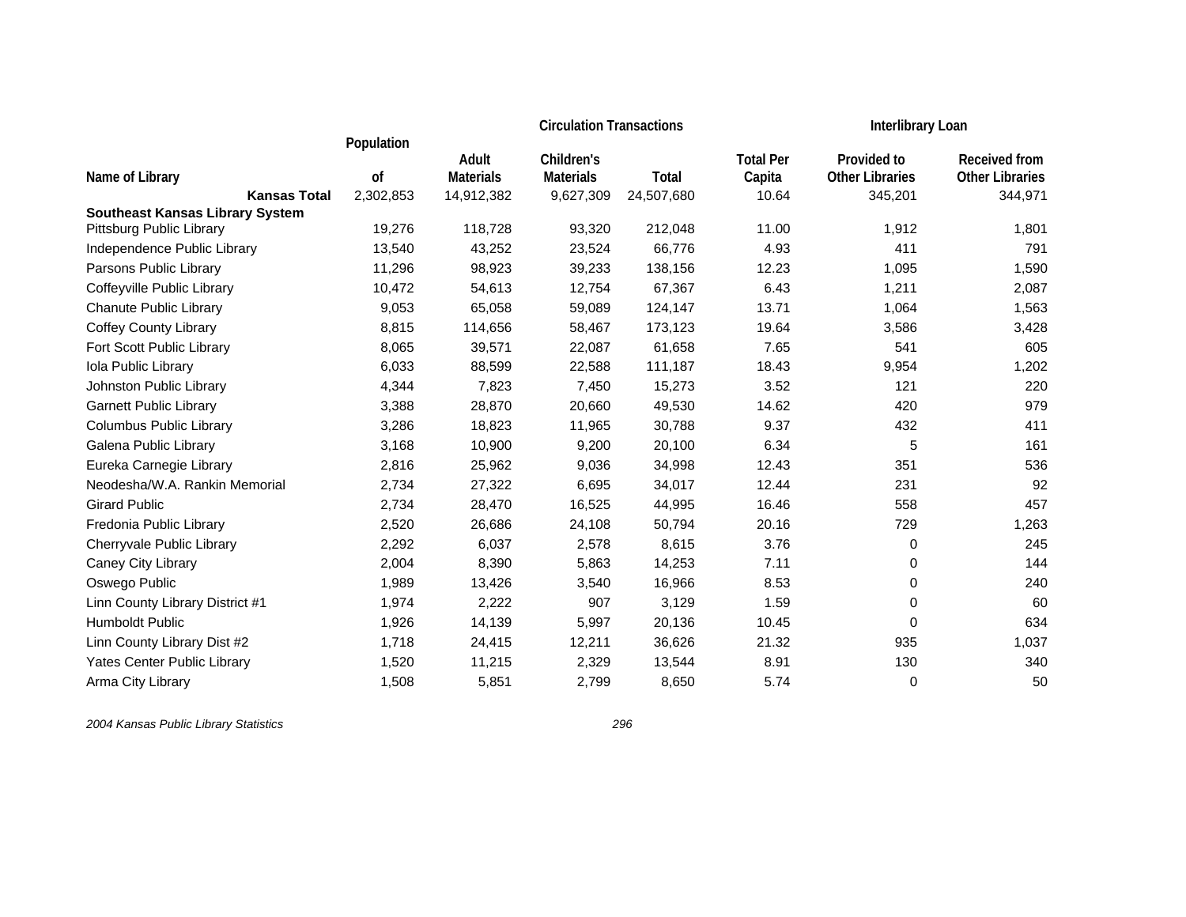| Name of Library | Population of | Circulation Transactions | | | | Interlibrary Loan | |
|---|---|---|---|---|---|---|---|
| | | Adult Materials | Children's Materials | Total | Total Per Capita | Provided to Other Libraries | Received from Other Libraries |
| **Kansas Total** | 2,302,853 | 14,912,382 | 9,627,309 | 24,507,680 | 10.64 | 345,201 | 344,971 |
| **Southeast Kansas Library System** | | | | | | | |
| Pittsburg Public Library | 19,276 | 118,728 | 93,320 | 212,048 | 11.00 | 1,912 | 1,801 |
| Independence Public Library | 13,540 | 43,252 | 23,524 | 66,776 | 4.93 | 411 | 791 |
| Parsons Public Library | 11,296 | 98,923 | 39,233 | 138,156 | 12.23 | 1,095 | 1,590 |
| Coffeyville Public Library | 10,472 | 54,613 | 12,754 | 67,367 | 6.43 | 1,211 | 2,087 |
| Chanute Public Library | 9,053 | 65,058 | 59,089 | 124,147 | 13.71 | 1,064 | 1,563 |
| Coffey County Library | 8,815 | 114,656 | 58,467 | 173,123 | 19.64 | 3,586 | 3,428 |
| Fort Scott Public Library | 8,065 | 39,571 | 22,087 | 61,658 | 7.65 | 541 | 605 |
| Iola Public Library | 6,033 | 88,599 | 22,588 | 111,187 | 18.43 | 9,954 | 1,202 |
| Johnston Public Library | 4,344 | 7,823 | 7,450 | 15,273 | 3.52 | 121 | 220 |
| Garnett Public Library | 3,388 | 28,870 | 20,660 | 49,530 | 14.62 | 420 | 979 |
| Columbus Public Library | 3,286 | 18,823 | 11,965 | 30,788 | 9.37 | 432 | 411 |
| Galena Public Library | 3,168 | 10,900 | 9,200 | 20,100 | 6.34 | 5 | 161 |
| Eureka Carnegie Library | 2,816 | 25,962 | 9,036 | 34,998 | 12.43 | 351 | 536 |
| Neodesha/W.A. Rankin Memorial | 2,734 | 27,322 | 6,695 | 34,017 | 12.44 | 231 | 92 |
| Girard Public | 2,734 | 28,470 | 16,525 | 44,995 | 16.46 | 558 | 457 |
| Fredonia Public Library | 2,520 | 26,686 | 24,108 | 50,794 | 20.16 | 729 | 1,263 |
| Cherryvale Public Library | 2,292 | 6,037 | 2,578 | 8,615 | 3.76 | 0 | 245 |
| Caney City Library | 2,004 | 8,390 | 5,863 | 14,253 | 7.11 | 0 | 144 |
| Oswego Public | 1,989 | 13,426 | 3,540 | 16,966 | 8.53 | 0 | 240 |
| Linn County Library District #1 | 1,974 | 2,222 | 907 | 3,129 | 1.59 | 0 | 60 |
| Humboldt Public | 1,926 | 14,139 | 5,997 | 20,136 | 10.45 | 0 | 634 |
| Linn County Library Dist #2 | 1,718 | 24,415 | 12,211 | 36,626 | 21.32 | 935 | 1,037 |
| Yates Center Public Library | 1,520 | 11,215 | 2,329 | 13,544 | 8.91 | 130 | 340 |
| Arma City Library | 1,508 | 5,851 | 2,799 | 8,650 | 5.74 | 0 | 50 |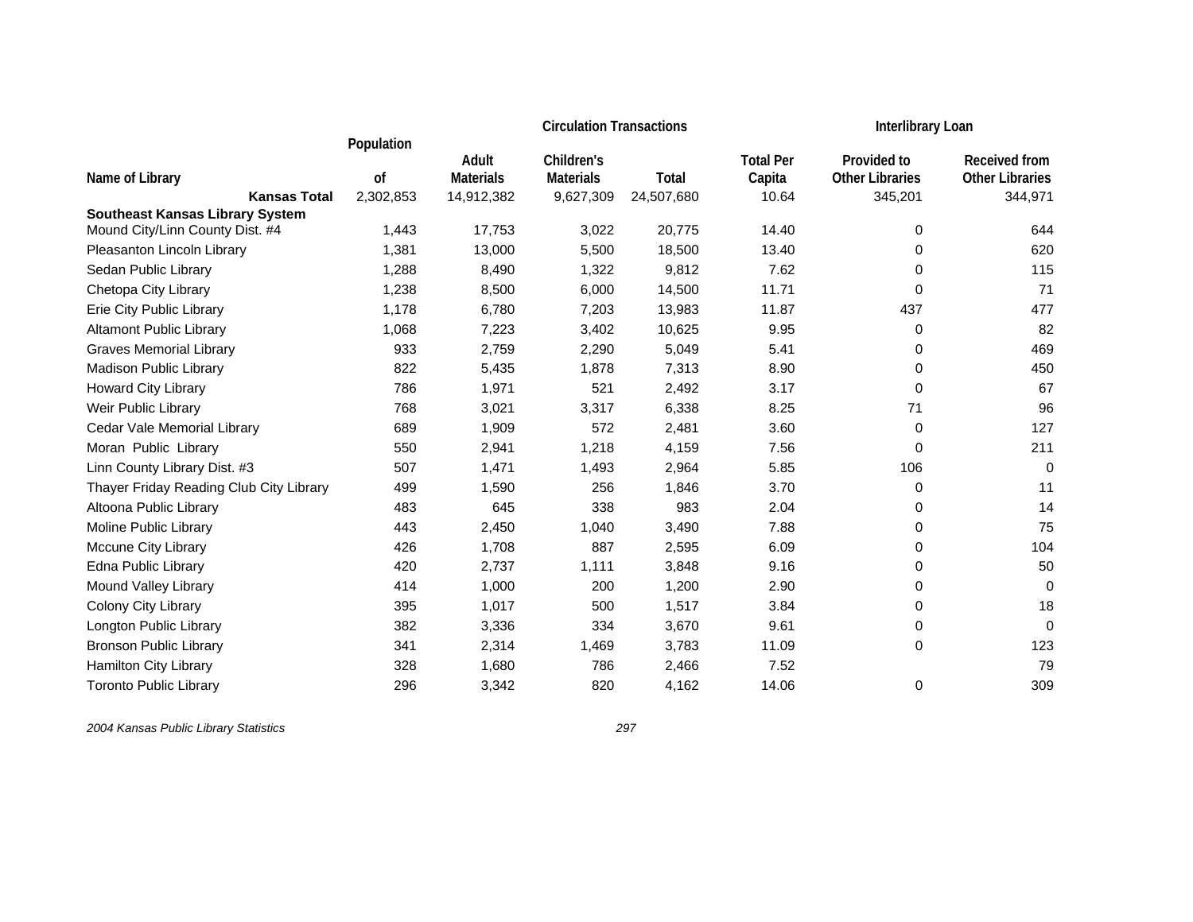| Name of Library | Population of | Circulation Transactions | | | | Interlibrary Loan | |
|---|---|---|---|---|---|---|---|
| | | Adult Materials | Children's Materials | Total | Total Per Capita | Provided to Other Libraries | Received from Other Libraries |
| **Kansas Total** | 2,302,853 | 14,912,382 | 9,627,309 | 24,507,680 | 10.64 | 345,201 | 344,971 |
| **Southeast Kansas Library System** | | | | | | | |
| Mound City/Linn County Dist. #4 | 1,443 | 17,753 | 3,022 | 20,775 | 14.40 | 0 | 644 |
| Pleasanton Lincoln Library | 1,381 | 13,000 | 5,500 | 18,500 | 13.40 | 0 | 620 |
| Sedan Public Library | 1,288 | 8,490 | 1,322 | 9,812 | 7.62 | 0 | 115 |
| Chetopa City Library | 1,238 | 8,500 | 6,000 | 14,500 | 11.71 | 0 | 71 |
| Erie City Public Library | 1,178 | 6,780 | 7,203 | 13,983 | 11.87 | 437 | 477 |
| Altamont Public Library | 1,068 | 7,223 | 3,402 | 10,625 | 9.95 | 0 | 82 |
| Graves Memorial Library | 933 | 2,759 | 2,290 | 5,049 | 5.41 | 0 | 469 |
| Madison Public Library | 822 | 5,435 | 1,878 | 7,313 | 8.90 | 0 | 450 |
| Howard City Library | 786 | 1,971 | 521 | 2,492 | 3.17 | 0 | 67 |
| Weir Public Library | 768 | 3,021 | 3,317 | 6,338 | 8.25 | 71 | 96 |
| Cedar Vale Memorial Library | 689 | 1,909 | 572 | 2,481 | 3.60 | 0 | 127 |
| Moran Public Library | 550 | 2,941 | 1,218 | 4,159 | 7.56 | 0 | 211 |
| Linn County Library Dist. #3 | 507 | 1,471 | 1,493 | 2,964 | 5.85 | 106 | 0 |
| Thayer Friday Reading Club City Library | 499 | 1,590 | 256 | 1,846 | 3.70 | 0 | 11 |
| Altoona Public Library | 483 | 645 | 338 | 983 | 2.04 | 0 | 14 |
| Moline Public Library | 443 | 2,450 | 1,040 | 3,490 | 7.88 | 0 | 75 |
| Mccune City Library | 426 | 1,708 | 887 | 2,595 | 6.09 | 0 | 104 |
| Edna Public Library | 420 | 2,737 | 1,111 | 3,848 | 9.16 | 0 | 50 |
| Mound Valley Library | 414 | 1,000 | 200 | 1,200 | 2.90 | 0 | 0 |
| Colony City Library | 395 | 1,017 | 500 | 1,517 | 3.84 | 0 | 18 |
| Longton Public Library | 382 | 3,336 | 334 | 3,670 | 9.61 | 0 | 0 |
| Bronson Public Library | 341 | 2,314 | 1,469 | 3,783 | 11.09 | 0 | 123 |
| Hamilton City Library | 328 | 1,680 | 786 | 2,466 | 7.52 | | 79 |
| Toronto Public Library | 296 | 3,342 | 820 | 4,162 | 14.06 | 0 | 309 |

*2004 Kansas Public Library Statistics*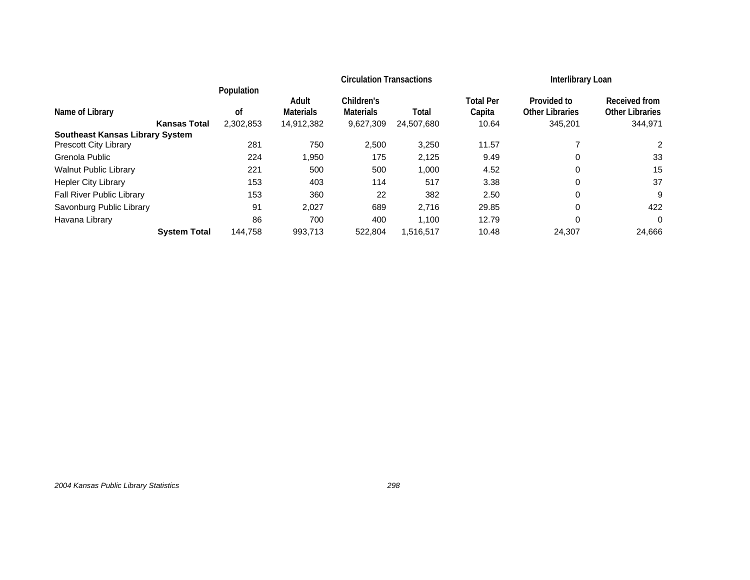| Name of Library | Population of | Circulation Transactions | | | | Interlibrary Loan | |
|---|---|---|---|---|---|---|---|
| | | Adult Materials | Children's Materials | Total | Total Per Capita | Provided to Other Libraries | Received from Other Libraries |
| **Kansas Total** | 2,302,853 | 14,912,382 | 9,627,309 | 24,507,680 | 10.64 | 345,201 | 344,971 |
| **Southeast Kansas Library System** | | | | | | | |
| Prescott City Library | 281 | 750 | 2,500 | 3,250 | 11.57 | 7 | 2 |
| Grenola Public | 224 | 1,950 | 175 | 2,125 | 9.49 | 0 | 33 |
| Walnut Public Library | 221 | 500 | 500 | 1,000 | 4.52 | 0 | 15 |
| Hepler City Library | 153 | 403 | 114 | 517 | 3.38 | 0 | 37 |
| Fall River Public Library | 153 | 360 | 22 | 382 | 2.50 | 0 | 9 |
| Savonburg Public Library | 91 | 2,027 | 689 | 2,716 | 29.85 | 0 | 422 |
| Havana Library | 86 | 700 | 400 | 1,100 | 12.79 | 0 | 0 |
| **System Total** | 144,758 | 993,713 | 522,804 | 1,516,517 | 10.48 | 24,307 | 24,666 |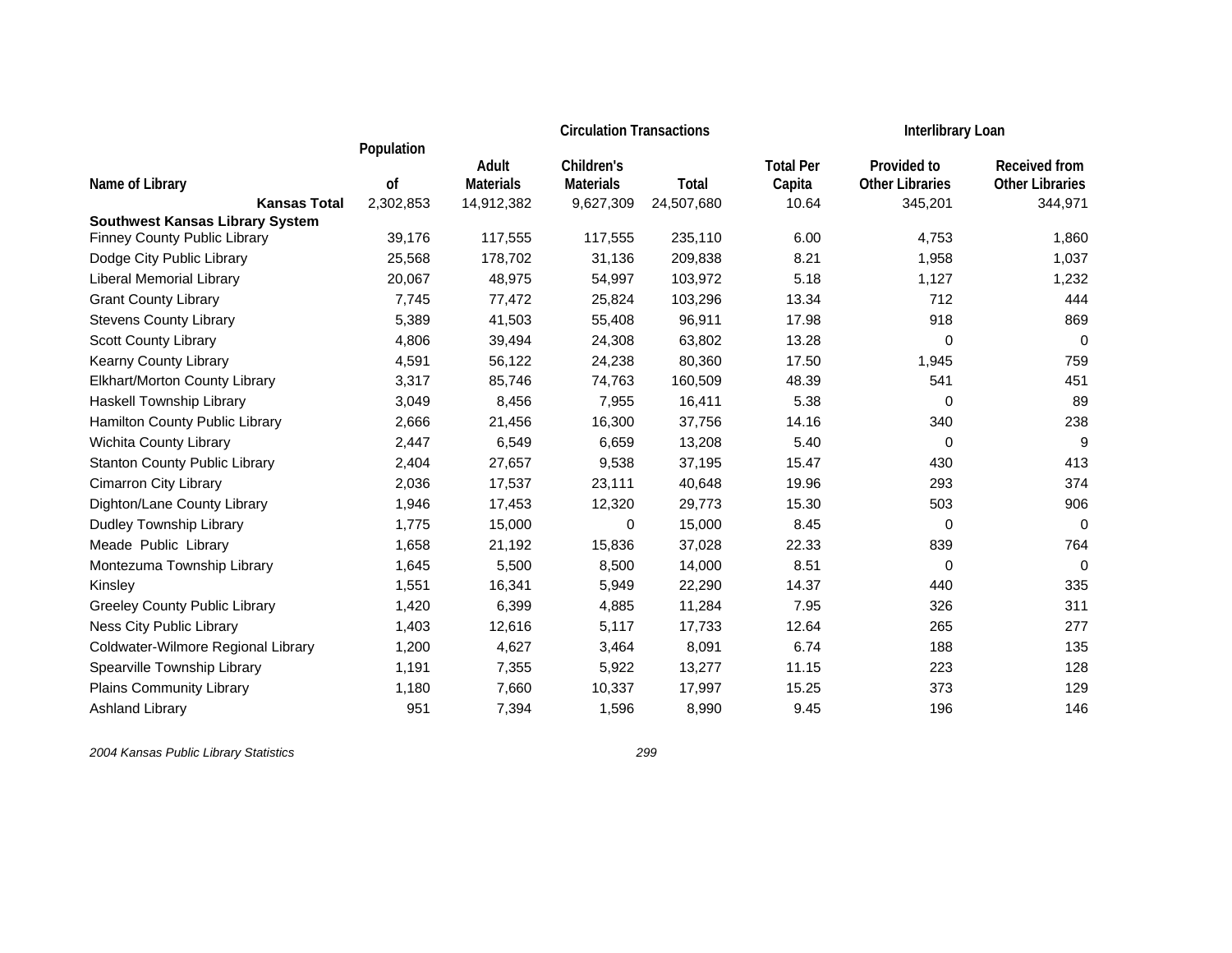| Name of Library | Population of | Circulation Transactions | | | | Interlibrary Loan | |
|---|---|---|---|---|---|---|---|
| | | Adult Materials | Children's Materials | Total | Total Per Capita | Provided to Other Libraries | Received from Other Libraries |
| **Kansas Total** | 2,302,853 | 14,912,382 | 9,627,309 | 24,507,680 | 10.64 | 345,201 | 344,971 |
| **Southwest Kansas Library System** | | | | | | | |
| Finney County Public Library | 39,176 | 117,555 | 117,555 | 235,110 | 6.00 | 4,753 | 1,860 |
| Dodge City Public Library | 25,568 | 178,702 | 31,136 | 209,838 | 8.21 | 1,958 | 1,037 |
| Liberal Memorial Library | 20,067 | 48,975 | 54,997 | 103,972 | 5.18 | 1,127 | 1,232 |
| Grant County Library | 7,745 | 77,472 | 25,824 | 103,296 | 13.34 | 712 | 444 |
| Stevens County Library | 5,389 | 41,503 | 55,408 | 96,911 | 17.98 | 918 | 869 |
| Scott County Library | 4,806 | 39,494 | 24,308 | 63,802 | 13.28 | 0 | 0 |
| Kearny County Library | 4,591 | 56,122 | 24,238 | 80,360 | 17.50 | 1,945 | 759 |
| Elkhart/Morton County Library | 3,317 | 85,746 | 74,763 | 160,509 | 48.39 | 541 | 451 |
| Haskell Township Library | 3,049 | 8,456 | 7,955 | 16,411 | 5.38 | 0 | 89 |
| Hamilton County Public Library | 2,666 | 21,456 | 16,300 | 37,756 | 14.16 | 340 | 238 |
| Wichita County Library | 2,447 | 6,549 | 6,659 | 13,208 | 5.40 | 0 | 9 |
| Stanton County Public Library | 2,404 | 27,657 | 9,538 | 37,195 | 15.47 | 430 | 413 |
| Cimarron City Library | 2,036 | 17,537 | 23,111 | 40,648 | 19.96 | 293 | 374 |
| Dighton/Lane County Library | 1,946 | 17,453 | 12,320 | 29,773 | 15.30 | 503 | 906 |
| Dudley Township Library | 1,775 | 15,000 | 0 | 15,000 | 8.45 | 0 | 0 |
| Meade Public Library | 1,658 | 21,192 | 15,836 | 37,028 | 22.33 | 839 | 764 |
| Montezuma Township Library | 1,645 | 5,500 | 8,500 | 14,000 | 8.51 | 0 | 0 |
| Kinsley | 1,551 | 16,341 | 5,949 | 22,290 | 14.37 | 440 | 335 |
| Greeley County Public Library | 1,420 | 6,399 | 4,885 | 11,284 | 7.95 | 326 | 311 |
| Ness City Public Library | 1,403 | 12,616 | 5,117 | 17,733 | 12.64 | 265 | 277 |
| Coldwater-Wilmore Regional Library | 1,200 | 4,627 | 3,464 | 8,091 | 6.74 | 188 | 135 |
| Spearville Township Library | 1,191 | 7,355 | 5,922 | 13,277 | 11.15 | 223 | 128 |
| Plains Community Library | 1,180 | 7,660 | 10,337 | 17,997 | 15.25 | 373 | 129 |
| Ashland Library | 951 | 7,394 | 1,596 | 8,990 | 9.45 | 196 | 146 |

*2004 Kansas Public Library Statistics*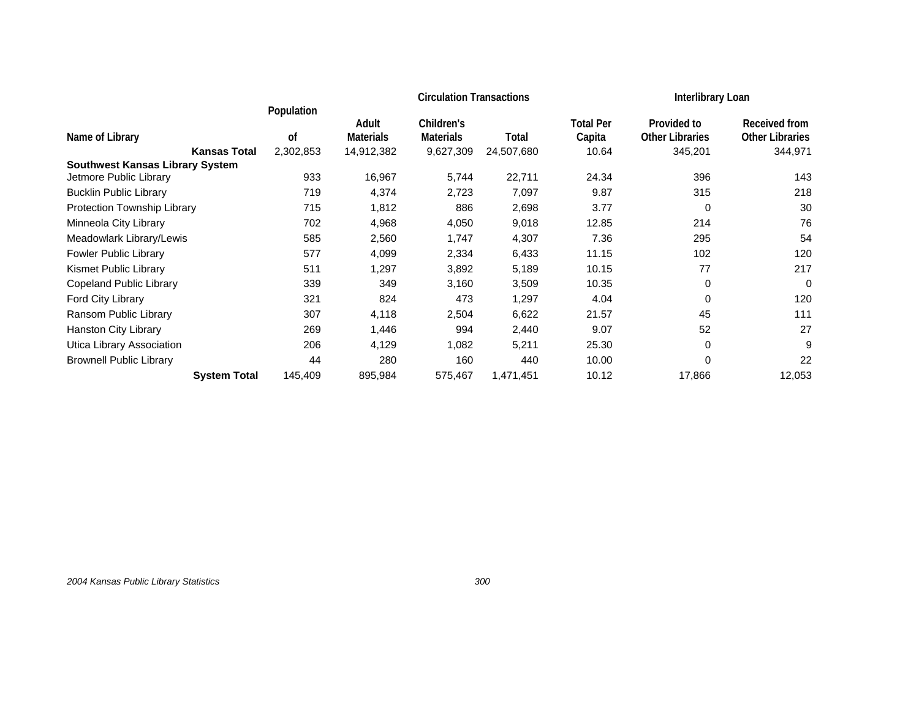| Name of Library | Population of | Circulation Transactions | | | Total Per Capita | Interlibrary Loan | |
|---|---|---|---|---|---|---|---|
| | | Adult Materials | Children's Materials | Total | | Provided to Other Libraries | Received from Other Libraries |
| **Kansas Total** | 2,302,853 | 14,912,382 | 9,627,309 | 24,507,680 | 10.64 | 345,201 | 344,971 |
| **Southwest Kansas Library System** | | | | | | | |
| Jetmore Public Library | 933 | 16,967 | 5,744 | 22,711 | 24.34 | 396 | 143 |
| Bucklin Public Library | 719 | 4,374 | 2,723 | 7,097 | 9.87 | 315 | 218 |
| Protection Township Library | 715 | 1,812 | 886 | 2,698 | 3.77 | 0 | 30 |
| Minneola City Library | 702 | 4,968 | 4,050 | 9,018 | 12.85 | 214 | 76 |
| Meadowlark Library/Lewis | 585 | 2,560 | 1,747 | 4,307 | 7.36 | 295 | 54 |
| Fowler Public Library | 577 | 4,099 | 2,334 | 6,433 | 11.15 | 102 | 120 |
| Kismet Public Library | 511 | 1,297 | 3,892 | 5,189 | 10.15 | 77 | 217 |
| Copeland Public Library | 339 | 349 | 3,160 | 3,509 | 10.35 | 0 | 0 |
| Ford City Library | 321 | 824 | 473 | 1,297 | 4.04 | 0 | 120 |
| Ransom Public Library | 307 | 4,118 | 2,504 | 6,622 | 21.57 | 45 | 111 |
| Hanston City Library | 269 | 1,446 | 994 | 2,440 | 9.07 | 52 | 27 |
| Utica Library Association | 206 | 4,129 | 1,082 | 5,211 | 25.30 | 0 | 9 |
| Brownell Public Library | 44 | 280 | 160 | 440 | 10.00 | 0 | 22 |
| **System Total** | 145,409 | 895,984 | 575,467 | 1,471,451 | 10.12 | 17,866 | 12,053 |